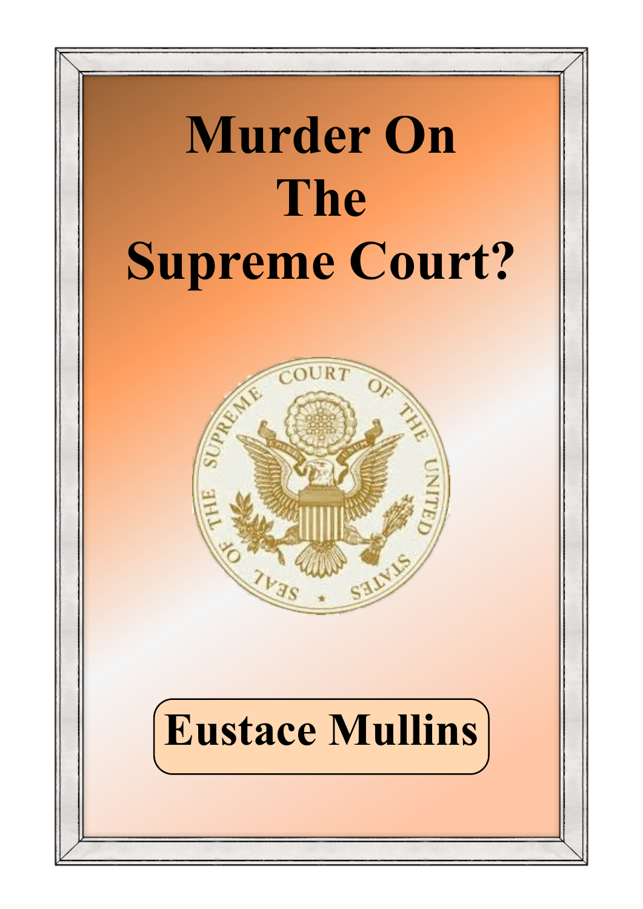# Murder On The Supreme Court?

**Eustace Mullins**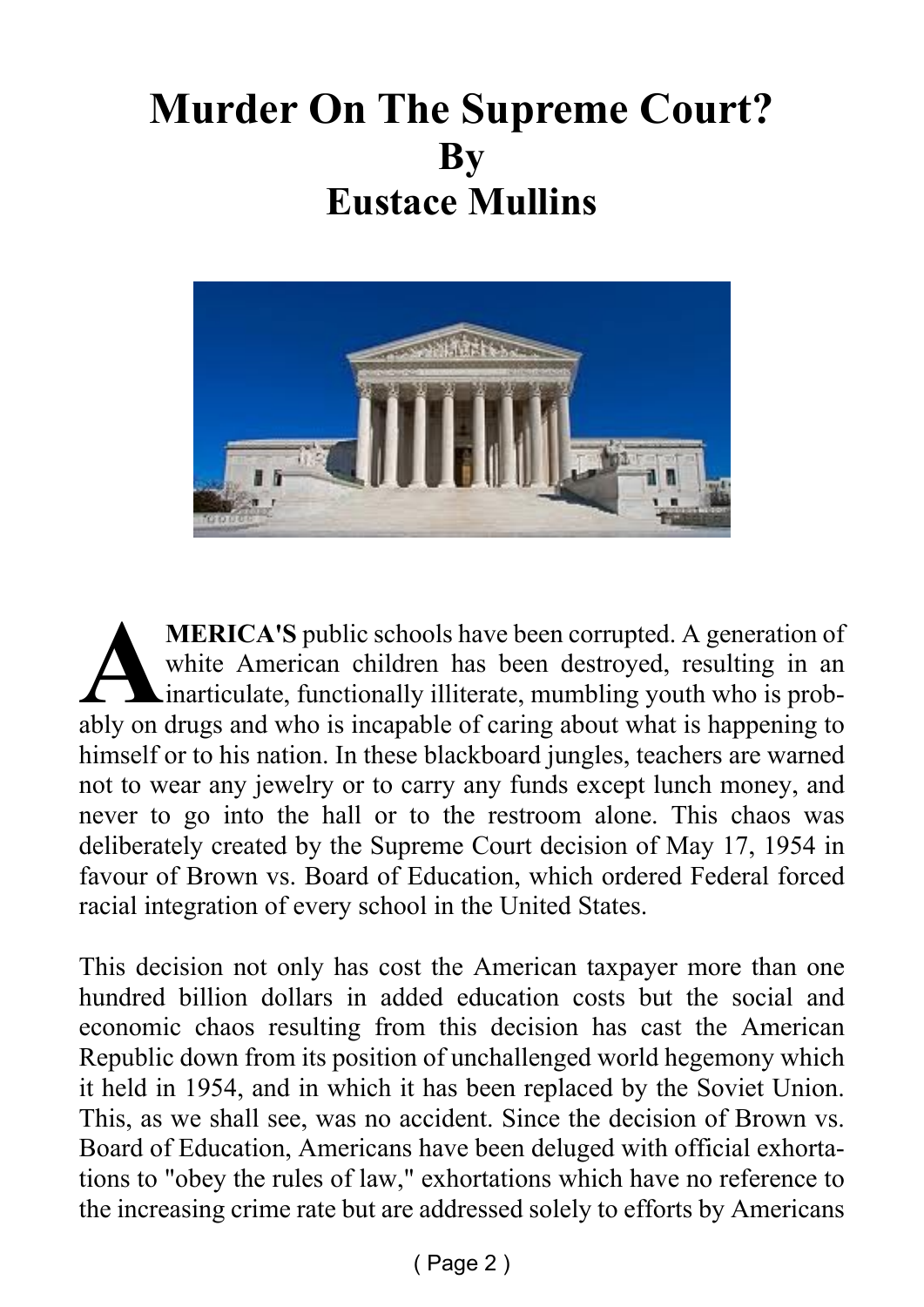# Murder On The Supreme Court?
# By
# Eustace Mullins

**AMERICA'S** public schools have been corrupted. A generation of white American children has been destroyed, resulting in an inarticulate, functionally illiterate, mumbling youth who is probably on drugs and who is incapable of caring about what is happening to himself or to his nation. In these blackboard jungles, teachers are warned not to wear any jewelry or to carry any funds except lunch money, and never to go into the hall or to the restroom alone. This chaos was deliberately created by the Supreme Court decision of May 17, 1954 in favour of Brown vs. Board of Education, which ordered Federal forced racial integration of every school in the United States.

This decision not only has cost the American taxpayer more than one hundred billion dollars in added education costs but the social and economic chaos resulting from this decision has cast the American Republic down from its position of unchallenged world hegemony which it held in 1954, and in which it has been replaced by the Soviet Union. This, as we shall see, was no accident. Since the decision of Brown vs. Board of Education, Americans have been deluged with official exhortations to "obey the rules of law," exhortations which have no reference to the increasing crime rate but are addressed solely to efforts by Americans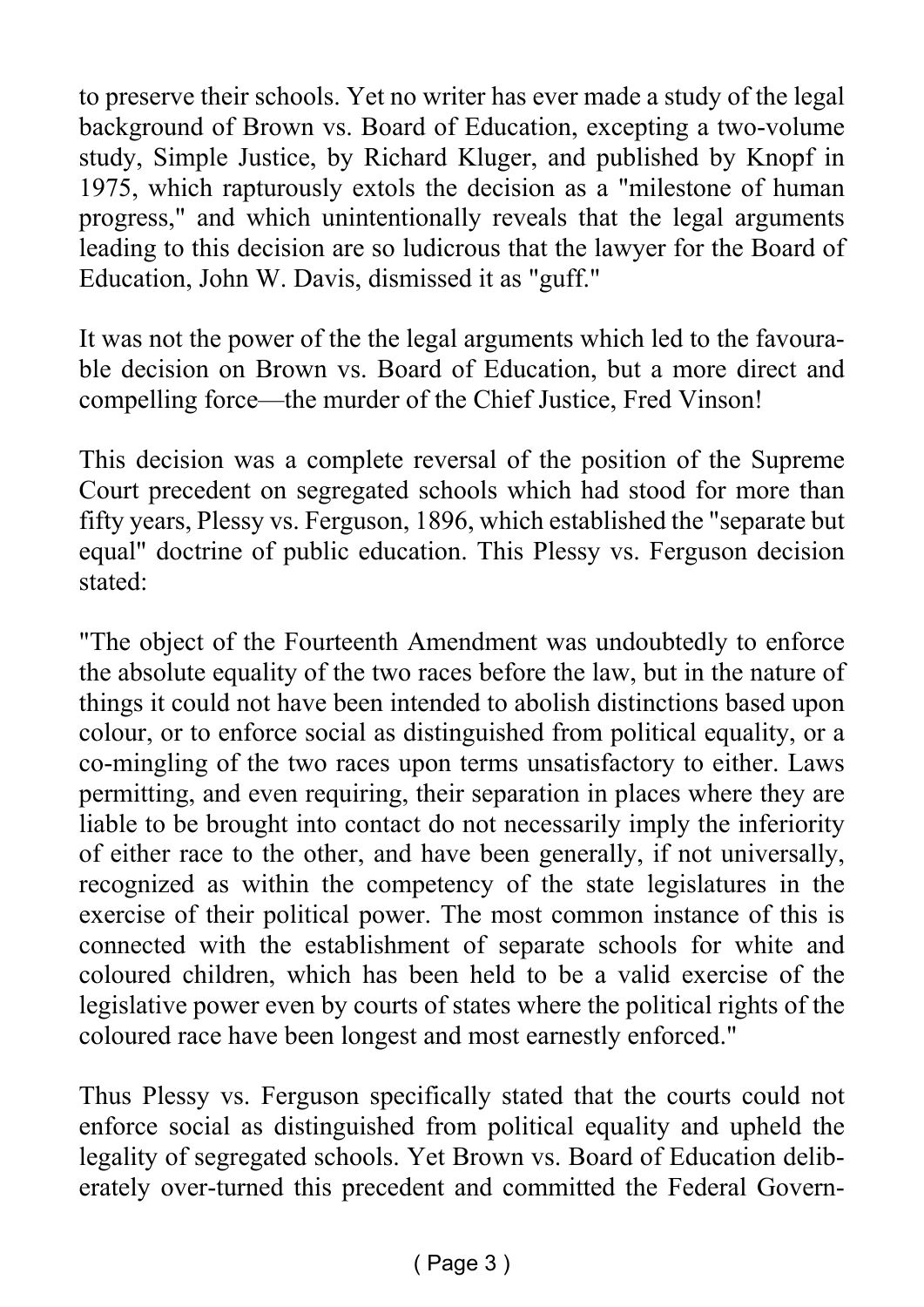to preserve their schools. Yet no writer has ever made a study of the legal background of Brown vs. Board of Education, excepting a two-volume study, Simple Justice, by Richard Kluger, and published by Knopf in 1975, which rapturously extols the decision as a "milestone of human progress," and which unintentionally reveals that the legal arguments leading to this decision are so ludicrous that the lawyer for the Board of Education, John W. Davis, dismissed it as "guff."

It was not the power of the the legal arguments which led to the favourable decision on Brown vs. Board of Education, but a more direct and compelling force—the murder of the Chief Justice, Fred Vinson!

This decision was a complete reversal of the position of the Supreme Court precedent on segregated schools which had stood for more than fifty years, Plessy vs. Ferguson, 1896, which established the "separate but equal" doctrine of public education. This Plessy vs. Ferguson decision stated:

"The object of the Fourteenth Amendment was undoubtedly to enforce the absolute equality of the two races before the law, but in the nature of things it could not have been intended to abolish distinctions based upon colour, or to enforce social as distinguished from political equality, or a co-mingling of the two races upon terms unsatisfactory to either. Laws permitting, and even requiring, their separation in places where they are liable to be brought into contact do not necessarily imply the inferiority of either race to the other, and have been generally, if not universally, recognized as within the competency of the state legislatures in the exercise of their political power. The most common instance of this is connected with the establishment of separate schools for white and coloured children, which has been held to be a valid exercise of the legislative power even by courts of states where the political rights of the coloured race have been longest and most earnestly enforced."

Thus Plessy vs. Ferguson specifically stated that the courts could not enforce social as distinguished from political equality and upheld the legality of segregated schools. Yet Brown vs. Board of Education deliberately over-turned this precedent and committed the Federal Govern-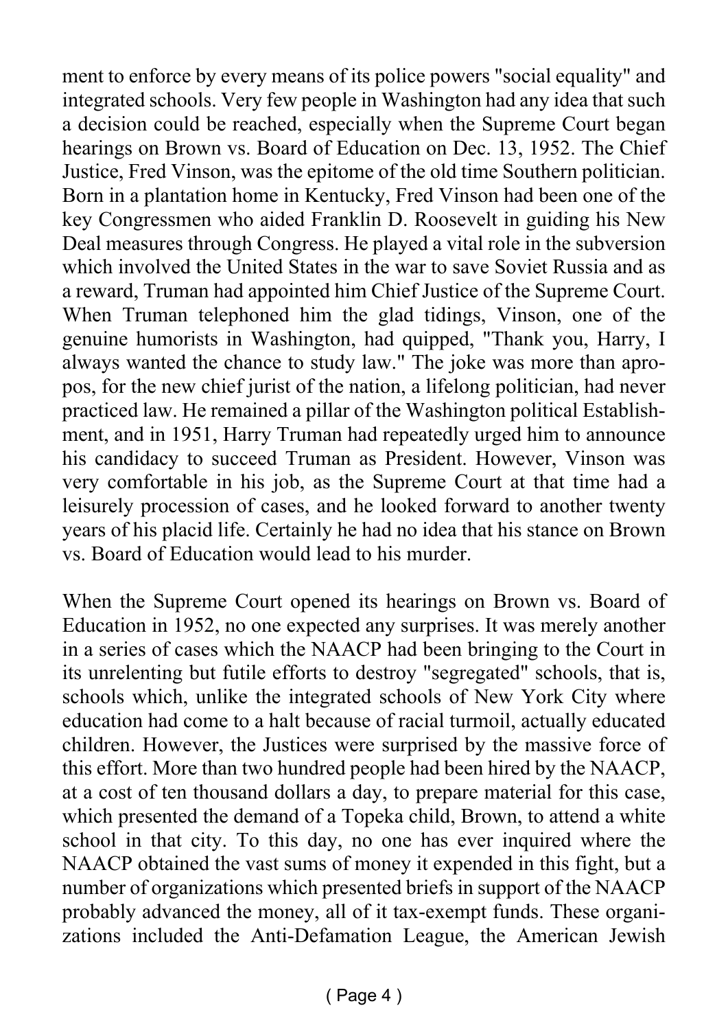ment to enforce by every means of its police powers "social equality" and integrated schools. Very few people in Washington had any idea that such a decision could be reached, especially when the Supreme Court began hearings on Brown vs. Board of Education on Dec. 13, 1952. The Chief Justice, Fred Vinson, was the epitome of the old time Southern politician. Born in a plantation home in Kentucky, Fred Vinson had been one of the key Congressmen who aided Franklin D. Roosevelt in guiding his New Deal measures through Congress. He played a vital role in the subversion which involved the United States in the war to save Soviet Russia and as a reward, Truman had appointed him Chief Justice of the Supreme Court. When Truman telephoned him the glad tidings, Vinson, one of the genuine humorists in Washington, had quipped, "Thank you, Harry, I always wanted the chance to study law." The joke was more than apropos, for the new chief jurist of the nation, a lifelong politician, had never practiced law. He remained a pillar of the Washington political Establishment, and in 1951, Harry Truman had repeatedly urged him to announce his candidacy to succeed Truman as President. However, Vinson was very comfortable in his job, as the Supreme Court at that time had a leisurely procession of cases, and he looked forward to another twenty years of his placid life. Certainly he had no idea that his stance on Brown vs. Board of Education would lead to his murder.

When the Supreme Court opened its hearings on Brown vs. Board of Education in 1952, no one expected any surprises. It was merely another in a series of cases which the NAACP had been bringing to the Court in its unrelenting but futile efforts to destroy "segregated" schools, that is, schools which, unlike the integrated schools of New York City where education had come to a halt because of racial turmoil, actually educated children. However, the Justices were surprised by the massive force of this effort. More than two hundred people had been hired by the NAACP, at a cost of ten thousand dollars a day, to prepare material for this case, which presented the demand of a Topeka child, Brown, to attend a white school in that city. To this day, no one has ever inquired where the NAACP obtained the vast sums of money it expended in this fight, but a number of organizations which presented briefs in support of the NAACP probably advanced the money, all of it tax-exempt funds. These organizations included the Anti-Defamation League, the American Jewish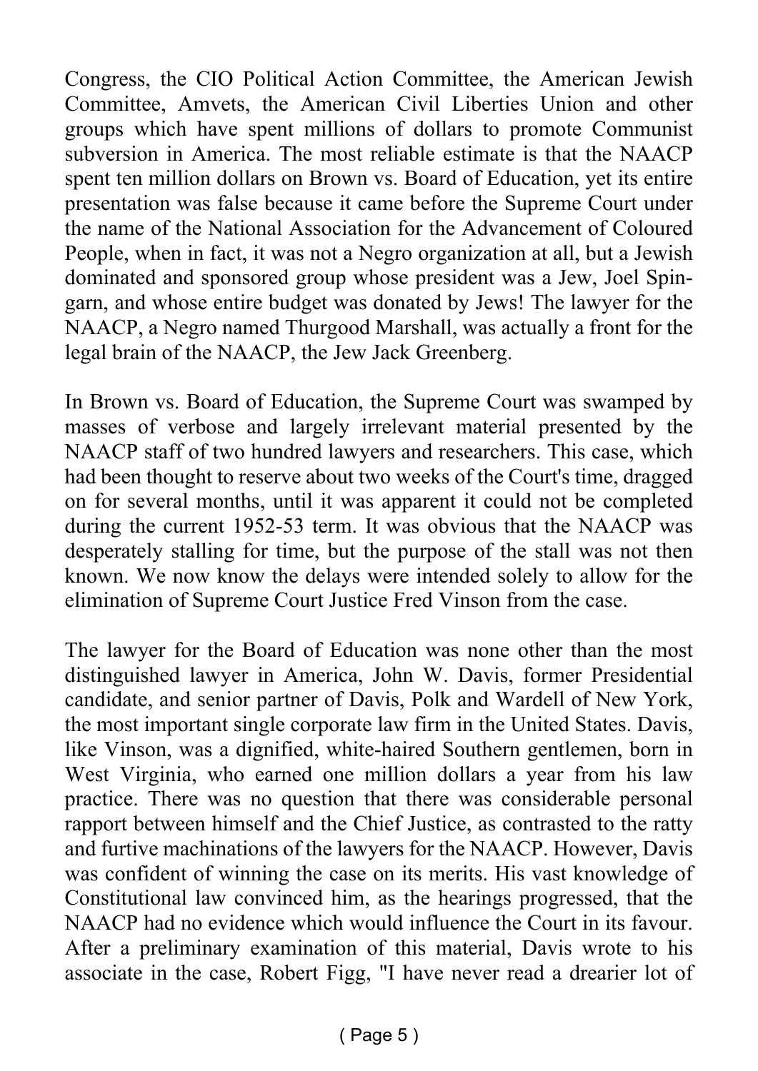Congress, the CIO Political Action Committee, the American Jewish Committee, Amvets, the American Civil Liberties Union and other groups which have spent millions of dollars to promote Communist subversion in America. The most reliable estimate is that the NAACP spent ten million dollars on Brown vs. Board of Education, yet its entire presentation was false because it came before the Supreme Court under the name of the National Association for the Advancement of Coloured People, when in fact, it was not a Negro organization at all, but a Jewish dominated and sponsored group whose president was a Jew, Joel Spingarn, and whose entire budget was donated by Jews! The lawyer for the NAACP, a Negro named Thurgood Marshall, was actually a front for the legal brain of the NAACP, the Jew Jack Greenberg.

In Brown vs. Board of Education, the Supreme Court was swamped by masses of verbose and largely irrelevant material presented by the NAACP staff of two hundred lawyers and researchers. This case, which had been thought to reserve about two weeks of the Court's time, dragged on for several months, until it was apparent it could not be completed during the current 1952-53 term. It was obvious that the NAACP was desperately stalling for time, but the purpose of the stall was not then known. We now know the delays were intended solely to allow for the elimination of Supreme Court Justice Fred Vinson from the case.

The lawyer for the Board of Education was none other than the most distinguished lawyer in America, John W. Davis, former Presidential candidate, and senior partner of Davis, Polk and Wardell of New York, the most important single corporate law firm in the United States. Davis, like Vinson, was a dignified, white-haired Southern gentlemen, born in West Virginia, who earned one million dollars a year from his law practice. There was no question that there was considerable personal rapport between himself and the Chief Justice, as contrasted to the ratty and furtive machinations of the lawyers for the NAACP. However, Davis was confident of winning the case on its merits. His vast knowledge of Constitutional law convinced him, as the hearings progressed, that the NAACP had no evidence which would influence the Court in its favour. After a preliminary examination of this material, Davis wrote to his associate in the case, Robert Figg, "I have never read a drearier lot of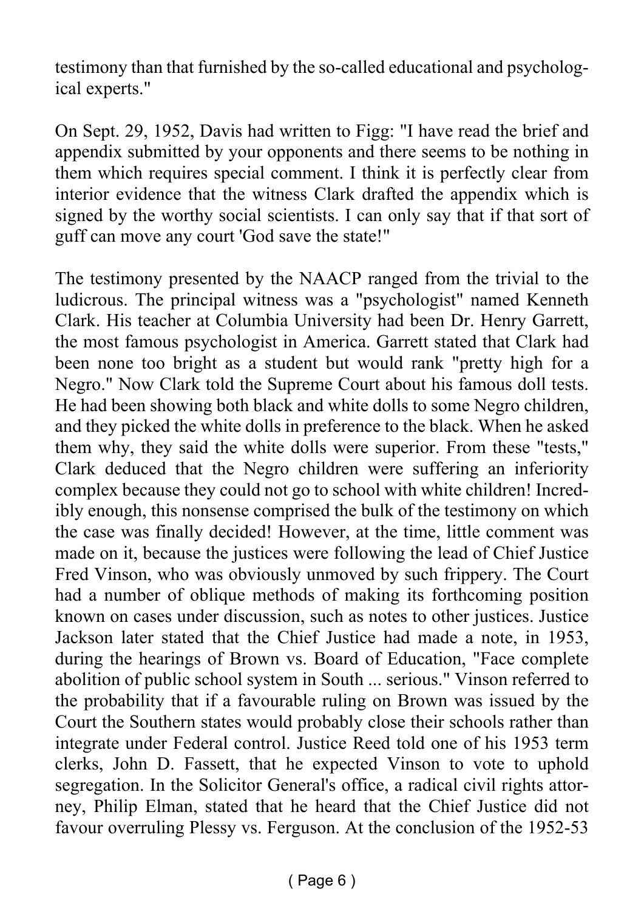testimony than that furnished by the so-called educational and psychological experts."

On Sept. 29, 1952, Davis had written to Figg: "I have read the brief and appendix submitted by your opponents and there seems to be nothing in them which requires special comment. I think it is perfectly clear from interior evidence that the witness Clark drafted the appendix which is signed by the worthy social scientists. I can only say that if that sort of guff can move any court 'God save the state!"

The testimony presented by the NAACP ranged from the trivial to the ludicrous. The principal witness was a "psychologist" named Kenneth Clark. His teacher at Columbia University had been Dr. Henry Garrett, the most famous psychologist in America. Garrett stated that Clark had been none too bright as a student but would rank "pretty high for a Negro." Now Clark told the Supreme Court about his famous doll tests. He had been showing both black and white dolls to some Negro children, and they picked the white dolls in preference to the black. When he asked them why, they said the white dolls were superior. From these "tests," Clark deduced that the Negro children were suffering an inferiority complex because they could not go to school with white children! Incredibly enough, this nonsense comprised the bulk of the testimony on which the case was finally decided! However, at the time, little comment was made on it, because the justices were following the lead of Chief Justice Fred Vinson, who was obviously unmoved by such frippery. The Court had a number of oblique methods of making its forthcoming position known on cases under discussion, such as notes to other justices. Justice Jackson later stated that the Chief Justice had made a note, in 1953, during the hearings of Brown vs. Board of Education, "Face complete abolition of public school system in South ... serious." Vinson referred to the probability that if a favourable ruling on Brown was issued by the Court the Southern states would probably close their schools rather than integrate under Federal control. Justice Reed told one of his 1953 term clerks, John D. Fassett, that he expected Vinson to vote to uphold segregation. In the Solicitor General's office, a radical civil rights attorney, Philip Elman, stated that he heard that the Chief Justice did not favour overruling Plessy vs. Ferguson. At the conclusion of the 1952-53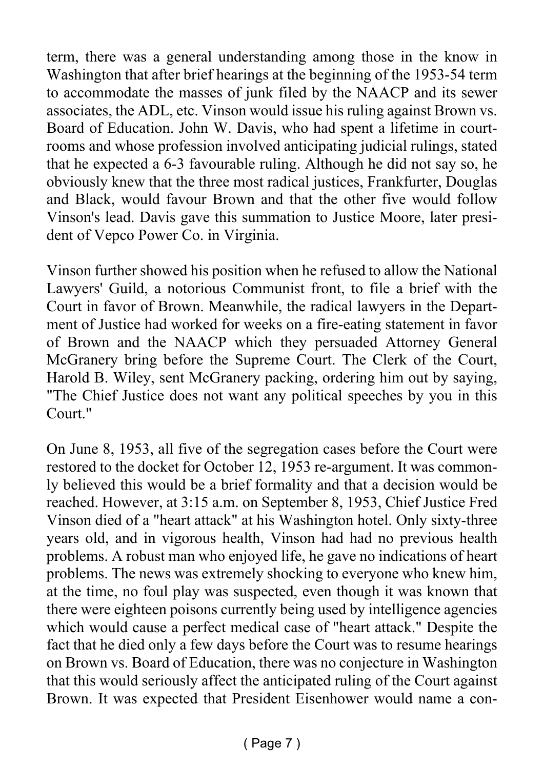term, there was a general understanding among those in the know in Washington that after brief hearings at the beginning of the 1953-54 term to accommodate the masses of junk filed by the NAACP and its sewer associates, the ADL, etc. Vinson would issue his ruling against Brown vs. Board of Education. John W. Davis, who had spent a lifetime in courtrooms and whose profession involved anticipating judicial rulings, stated that he expected a 6-3 favourable ruling. Although he did not say so, he obviously knew that the three most radical justices, Frankfurter, Douglas and Black, would favour Brown and that the other five would follow Vinson's lead. Davis gave this summation to Justice Moore, later president of Vepco Power Co. in Virginia.

Vinson further showed his position when he refused to allow the National Lawyers' Guild, a notorious Communist front, to file a brief with the Court in favor of Brown. Meanwhile, the radical lawyers in the Department of Justice had worked for weeks on a fire-eating statement in favor of Brown and the NAACP which they persuaded Attorney General McGranery bring before the Supreme Court. The Clerk of the Court, Harold B. Wiley, sent McGranery packing, ordering him out by saying, "The Chief Justice does not want any political speeches by you in this Court."

On June 8, 1953, all five of the segregation cases before the Court were restored to the docket for October 12, 1953 re-argument. It was commonly believed this would be a brief formality and that a decision would be reached. However, at 3:15 a.m. on September 8, 1953, Chief Justice Fred Vinson died of a "heart attack" at his Washington hotel. Only sixty-three years old, and in vigorous health, Vinson had had no previous health problems. A robust man who enjoyed life, he gave no indications of heart problems. The news was extremely shocking to everyone who knew him, at the time, no foul play was suspected, even though it was known that there were eighteen poisons currently being used by intelligence agencies which would cause a perfect medical case of "heart attack." Despite the fact that he died only a few days before the Court was to resume hearings on Brown vs. Board of Education, there was no conjecture in Washington that this would seriously affect the anticipated ruling of the Court against Brown. It was expected that President Eisenhower would name a con-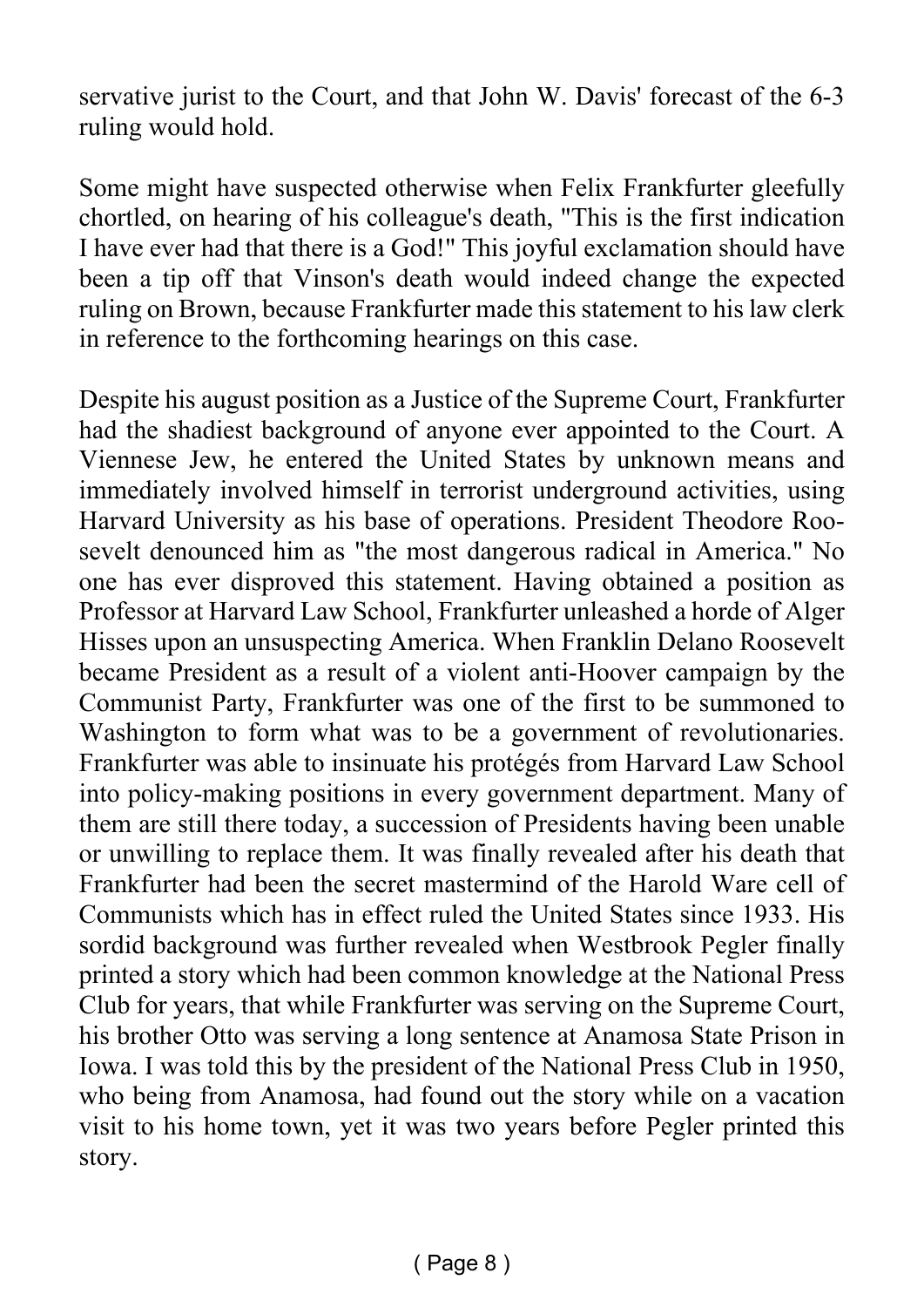servative jurist to the Court, and that John W. Davis' forecast of the 6-3 ruling would hold.

Some might have suspected otherwise when Felix Frankfurter gleefully chortled, on hearing of his colleague's death, "This is the first indication I have ever had that there is a God!" This joyful exclamation should have been a tip off that Vinson's death would indeed change the expected ruling on Brown, because Frankfurter made this statement to his law clerk in reference to the forthcoming hearings on this case.

Despite his august position as a Justice of the Supreme Court, Frankfurter had the shadiest background of anyone ever appointed to the Court. A Viennese Jew, he entered the United States by unknown means and immediately involved himself in terrorist underground activities, using Harvard University as his base of operations. President Theodore Roosevelt denounced him as "the most dangerous radical in America." No one has ever disproved this statement. Having obtained a position as Professor at Harvard Law School, Frankfurter unleashed a horde of Alger Hisses upon an unsuspecting America. When Franklin Delano Roosevelt became President as a result of a violent anti-Hoover campaign by the Communist Party, Frankfurter was one of the first to be summoned to Washington to form what was to be a government of revolutionaries. Frankfurter was able to insinuate his protégés from Harvard Law School into policy-making positions in every government department. Many of them are still there today, a succession of Presidents having been unable or unwilling to replace them. It was finally revealed after his death that Frankfurter had been the secret mastermind of the Harold Ware cell of Communists which has in effect ruled the United States since 1933. His sordid background was further revealed when Westbrook Pegler finally printed a story which had been common knowledge at the National Press Club for years, that while Frankfurter was serving on the Supreme Court, his brother Otto was serving a long sentence at Anamosa State Prison in Iowa. I was told this by the president of the National Press Club in 1950, who being from Anamosa, had found out the story while on a vacation visit to his home town, yet it was two years before Pegler printed this story.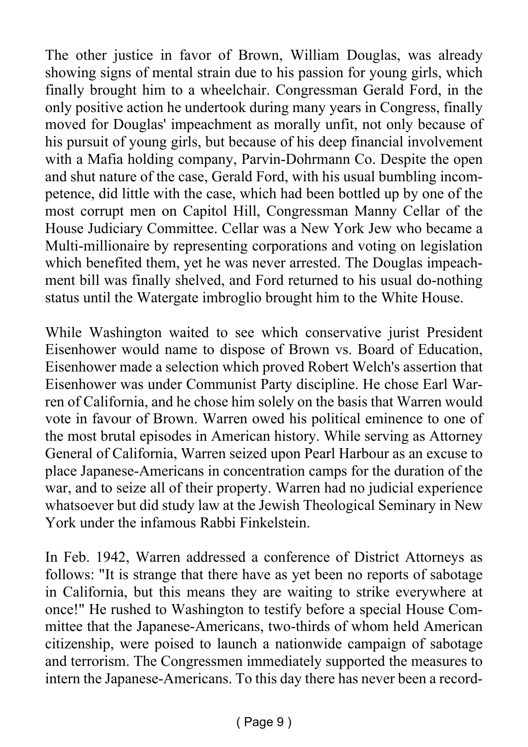The other justice in favor of Brown, William Douglas, was already showing signs of mental strain due to his passion for young girls, which finally brought him to a wheelchair. Congressman Gerald Ford, in the only positive action he undertook during many years in Congress, finally moved for Douglas' impeachment as morally unfit, not only because of his pursuit of young girls, but because of his deep financial involvement with a Mafia holding company, Parvin-Dohrmann Co. Despite the open and shut nature of the case, Gerald Ford, with his usual bumbling incompetence, did little with the case, which had been bottled up by one of the most corrupt men on Capitol Hill, Congressman Manny Cellar of the House Judiciary Committee. Cellar was a New York Jew who became a Multi-millionaire by representing corporations and voting on legislation which benefited them, yet he was never arrested. The Douglas impeachment bill was finally shelved, and Ford returned to his usual do-nothing status until the Watergate imbroglio brought him to the White House.

While Washington waited to see which conservative jurist President Eisenhower would name to dispose of Brown vs. Board of Education, Eisenhower made a selection which proved Robert Welch's assertion that Eisenhower was under Communist Party discipline. He chose Earl Warren of California, and he chose him solely on the basis that Warren would vote in favour of Brown. Warren owed his political eminence to one of the most brutal episodes in American history. While serving as Attorney General of California, Warren seized upon Pearl Harbour as an excuse to place Japanese-Americans in concentration camps for the duration of the war, and to seize all of their property. Warren had no judicial experience whatsoever but did study law at the Jewish Theological Seminary in New York under the infamous Rabbi Finkelstein.

In Feb. 1942, Warren addressed a conference of District Attorneys as follows: "It is strange that there have as yet been no reports of sabotage in California, but this means they are waiting to strike everywhere at once!" He rushed to Washington to testify before a special House Committee that the Japanese-Americans, two-thirds of whom held American citizenship, were poised to launch a nationwide campaign of sabotage and terrorism. The Congressmen immediately supported the measures to intern the Japanese-Americans. To this day there has never been a record-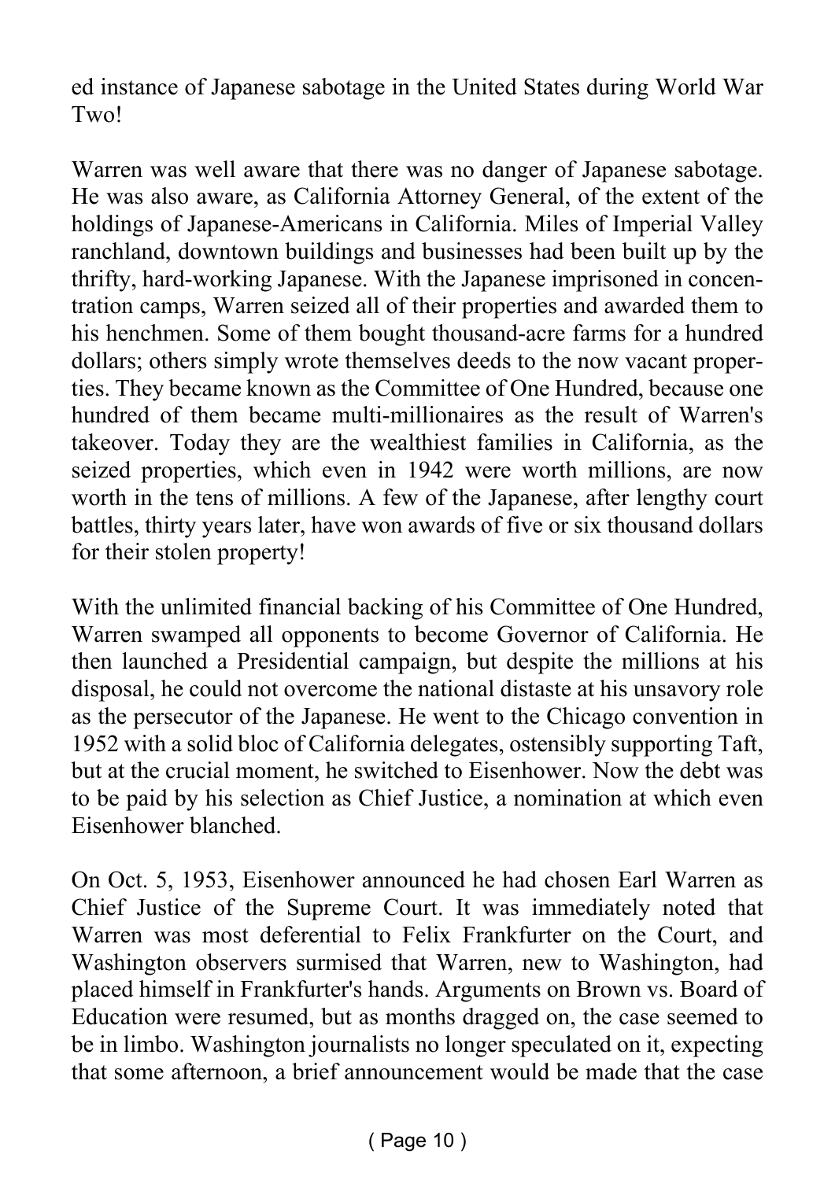ed instance of Japanese sabotage in the United States during World War Two!

Warren was well aware that there was no danger of Japanese sabotage. He was also aware, as California Attorney General, of the extent of the holdings of Japanese-Americans in California. Miles of Imperial Valley ranchland, downtown buildings and businesses had been built up by the thrifty, hard-working Japanese. With the Japanese imprisoned in concentration camps, Warren seized all of their properties and awarded them to his henchmen. Some of them bought thousand-acre farms for a hundred dollars; others simply wrote themselves deeds to the now vacant properties. They became known as the Committee of One Hundred, because one hundred of them became multi-millionaires as the result of Warren's takeover. Today they are the wealthiest families in California, as the seized properties, which even in 1942 were worth millions, are now worth in the tens of millions. A few of the Japanese, after lengthy court battles, thirty years later, have won awards of five or six thousand dollars for their stolen property!

With the unlimited financial backing of his Committee of One Hundred, Warren swamped all opponents to become Governor of California. He then launched a Presidential campaign, but despite the millions at his disposal, he could not overcome the national distaste at his unsavory role as the persecutor of the Japanese. He went to the Chicago convention in 1952 with a solid bloc of California delegates, ostensibly supporting Taft, but at the crucial moment, he switched to Eisenhower. Now the debt was to be paid by his selection as Chief Justice, a nomination at which even Eisenhower blanched.

On Oct. 5, 1953, Eisenhower announced he had chosen Earl Warren as Chief Justice of the Supreme Court. It was immediately noted that Warren was most deferential to Felix Frankfurter on the Court, and Washington observers surmised that Warren, new to Washington, had placed himself in Frankfurter's hands. Arguments on Brown vs. Board of Education were resumed, but as months dragged on, the case seemed to be in limbo. Washington journalists no longer speculated on it, expecting that some afternoon, a brief announcement would be made that the case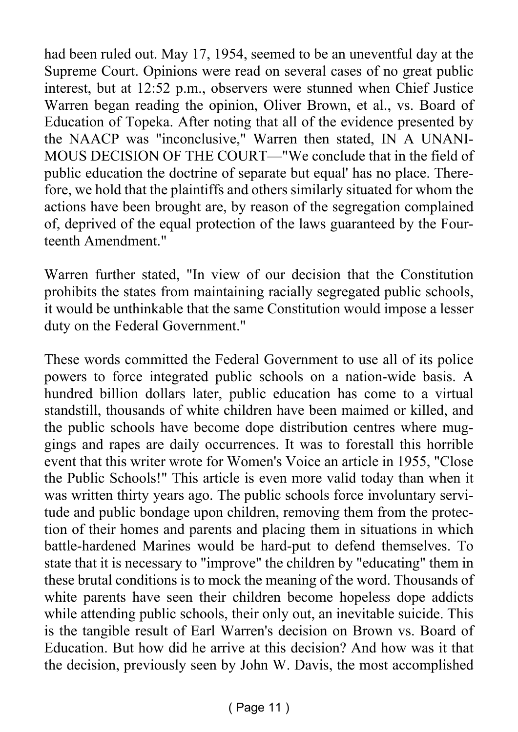had been ruled out. May 17, 1954, seemed to be an uneventful day at the Supreme Court. Opinions were read on several cases of no great public interest, but at 12:52 p.m., observers were stunned when Chief Justice Warren began reading the opinion, Oliver Brown, et al., vs. Board of Education of Topeka. After noting that all of the evidence presented by the NAACP was "inconclusive," Warren then stated, IN A UNANIMOUS DECISION OF THE COURT—"We conclude that in the field of public education the doctrine of separate but equal' has no place. Therefore, we hold that the plaintiffs and others similarly situated for whom the actions have been brought are, by reason of the segregation complained of, deprived of the equal protection of the laws guaranteed by the Fourteenth Amendment."

Warren further stated, "In view of our decision that the Constitution prohibits the states from maintaining racially segregated public schools, it would be unthinkable that the same Constitution would impose a lesser duty on the Federal Government."

These words committed the Federal Government to use all of its police powers to force integrated public schools on a nation-wide basis. A hundred billion dollars later, public education has come to a virtual standstill, thousands of white children have been maimed or killed, and the public schools have become dope distribution centres where muggings and rapes are daily occurrences. It was to forestall this horrible event that this writer wrote for Women's Voice an article in 1955, "Close the Public Schools!" This article is even more valid today than when it was written thirty years ago. The public schools force involuntary servitude and public bondage upon children, removing them from the protection of their homes and parents and placing them in situations in which battle-hardened Marines would be hard-put to defend themselves. To state that it is necessary to "improve" the children by "educating" them in these brutal conditions is to mock the meaning of the word. Thousands of white parents have seen their children become hopeless dope addicts while attending public schools, their only out, an inevitable suicide. This is the tangible result of Earl Warren's decision on Brown vs. Board of Education. But how did he arrive at this decision? And how was it that the decision, previously seen by John W. Davis, the most accomplished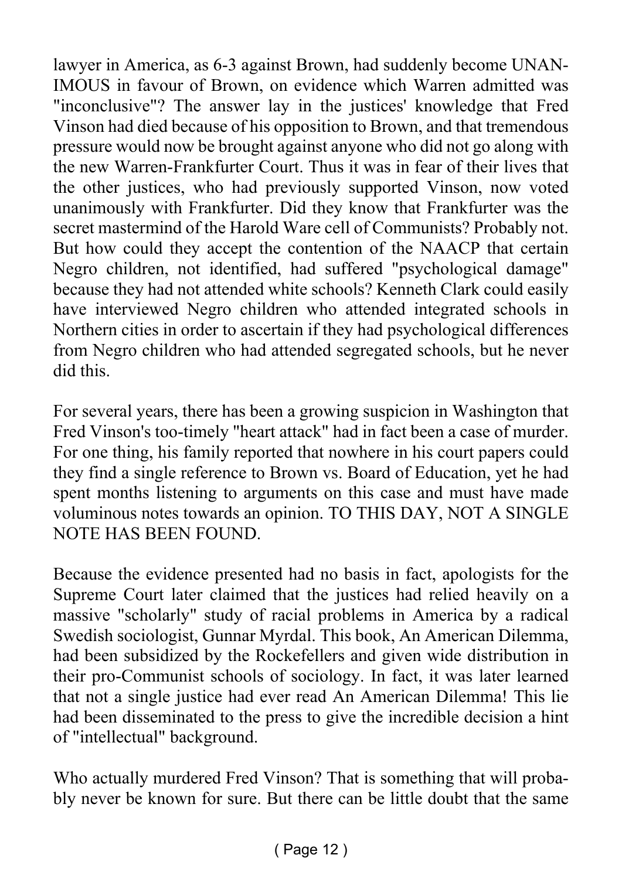lawyer in America, as 6-3 against Brown, had suddenly become UNANIMOUS in favour of Brown, on evidence which Warren admitted was "inconclusive"? The answer lay in the justices' knowledge that Fred Vinson had died because of his opposition to Brown, and that tremendous pressure would now be brought against anyone who did not go along with the new Warren-Frankfurter Court. Thus it was in fear of their lives that the other justices, who had previously supported Vinson, now voted unanimously with Frankfurter. Did they know that Frankfurter was the secret mastermind of the Harold Ware cell of Communists? Probably not. But how could they accept the contention of the NAACP that certain Negro children, not identified, had suffered "psychological damage" because they had not attended white schools? Kenneth Clark could easily have interviewed Negro children who attended integrated schools in Northern cities in order to ascertain if they had psychological differences from Negro children who had attended segregated schools, but he never did this.

For several years, there has been a growing suspicion in Washington that Fred Vinson's too-timely "heart attack" had in fact been a case of murder. For one thing, his family reported that nowhere in his court papers could they find a single reference to Brown vs. Board of Education, yet he had spent months listening to arguments on this case and must have made voluminous notes towards an opinion. TO THIS DAY, NOT A SINGLE NOTE HAS BEEN FOUND.

Because the evidence presented had no basis in fact, apologists for the Supreme Court later claimed that the justices had relied heavily on a massive "scholarly" study of racial problems in America by a radical Swedish sociologist, Gunnar Myrdal. This book, An American Dilemma, had been subsidized by the Rockefellers and given wide distribution in their pro-Communist schools of sociology. In fact, it was later learned that not a single justice had ever read An American Dilemma! This lie had been disseminated to the press to give the incredible decision a hint of "intellectual" background.

Who actually murdered Fred Vinson? That is something that will probably never be known for sure. But there can be little doubt that the same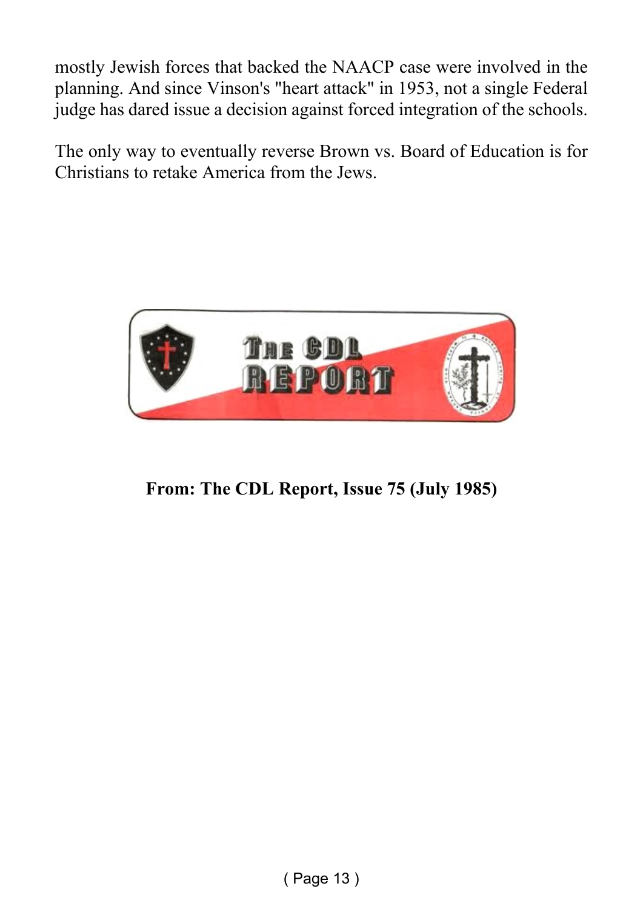mostly Jewish forces that backed the NAACP case were involved in the planning. And since Vinson's "heart attack" in 1953, not a single Federal judge has dared issue a decision against forced integration of the schools.

The only way to eventually reverse Brown vs. Board of Education is for Christians to retake America from the Jews.

THE CDL REPORT

**From: The CDL Report, Issue 75 (July 1985)**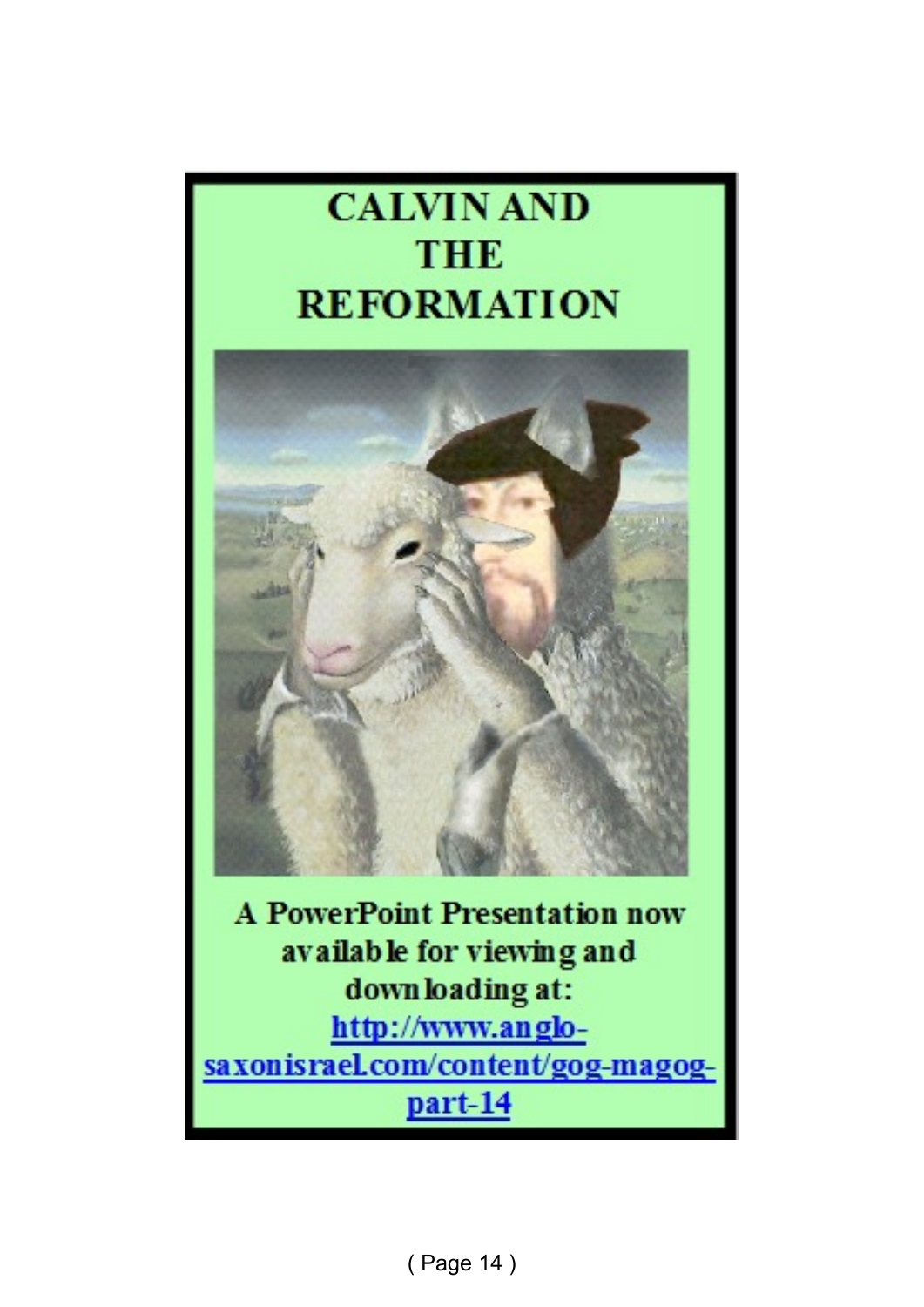# CALVIN AND THE REFORMATION

**A PowerPoint Presentation now available for viewing and downloading at:**
**[http://www.anglo-saxonisrael.com/content/gog-magog-part-14](http://www.anglo-saxonisrael.com/content/gog-magog-part-14)**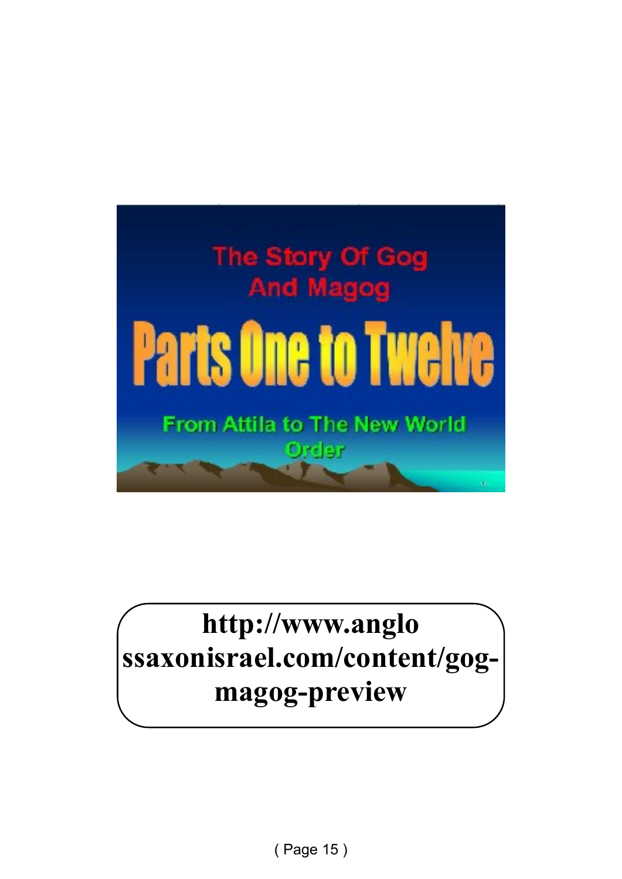The Story Of Gog And Magog

# Parts One to Twelve

From Attila to The New World Order

**http://www.anglossaxonisrael.com/content/gog-magog-preview**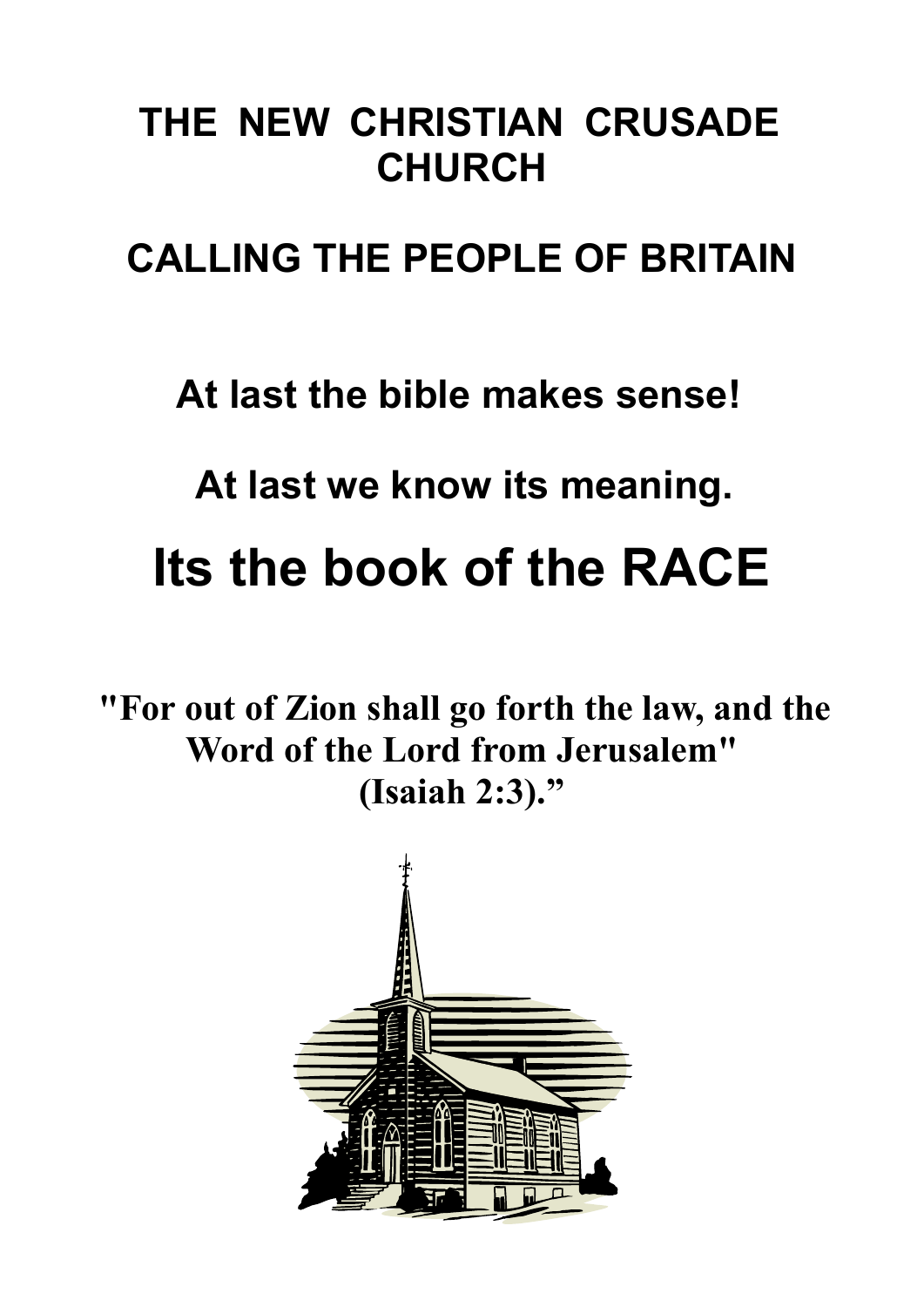# THE NEW CHRISTIAN CRUSADE CHURCH

## CALLING THE PEOPLE OF BRITAIN

### At last the bible makes sense!

### At last we know its meaning.

# Its the book of the RACE

**"For out of Zion shall go forth the law, and the Word of the Lord from Jerusalem" (Isaiah 2:3)."**